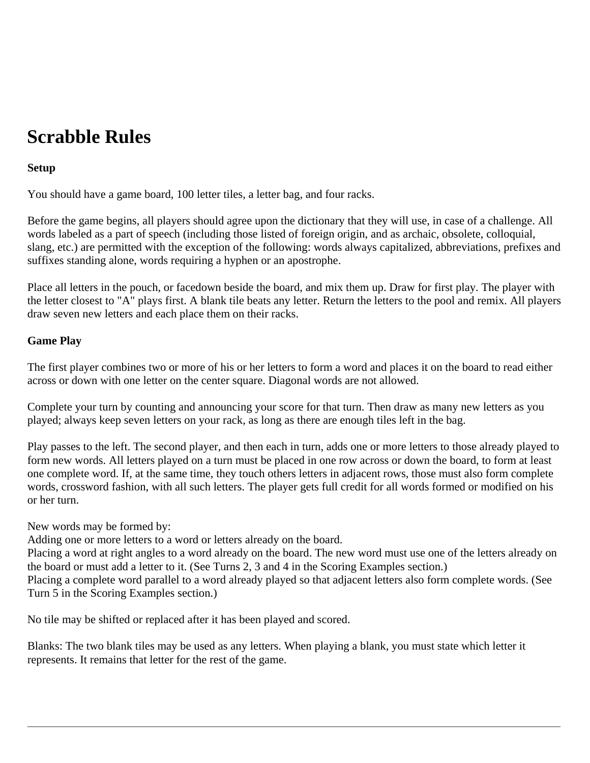# Scrabble Rules

**Setup**

You should have a game board, 100 letter tiles, a letter bag, and four racks.

Before the game begins, all players should agree upon the dictionary that they will use, in case of a challenge. All words labeled as a part of speech (including those listed of foreign origin, and as archaic, obsolete, colloquial, slang, etc.) are permitted with the exception of the following: words always capitalized, abbreviations, prefixes and suffixes standing alone, words requiring a hyphen or an apostrophe.

Place all letters in the pouch, or facedown beside the board, and mix them up. Draw for first play. The player with the letter closest to "A" plays first. A blank tile beats any letter. Return the letters to the pool and remix. All players draw seven new letters and each place them on their racks.

**Game Play**

The first player combines two or more of his or her letters to form a word and places it on the board to read either across or down with one letter on the center square. Diagonal words are not allowed.

Complete your turn by counting and announcing your score for that turn. Then draw as many new letters as you played; always keep seven letters on your rack, as long as there are enough tiles left in the bag.

Play passes to the left. The second player, and then each in turn, adds one or more letters to those already played to form new words. All letters played on a turn must be placed in one row across or down the board, to form at least one complete word. If, at the same time, they touch others letters in adjacent rows, those must also form complete words, crossword fashion, with all such letters. The player gets full credit for all words formed or modified on his or her turn.

New words may be formed by:
Adding one or more letters to a word or letters already on the board.
Placing a word at right angles to a word already on the board. The new word must use one of the letters already on the board or must add a letter to it. (See Turns 2, 3 and 4 in the Scoring Examples section.)
Placing a complete word parallel to a word already played so that adjacent letters also form complete words. (See Turn 5 in the Scoring Examples section.)

No tile may be shifted or replaced after it has been played and scored.

Blanks: The two blank tiles may be used as any letters. When playing a blank, you must state which letter it represents. It remains that letter for the rest of the game.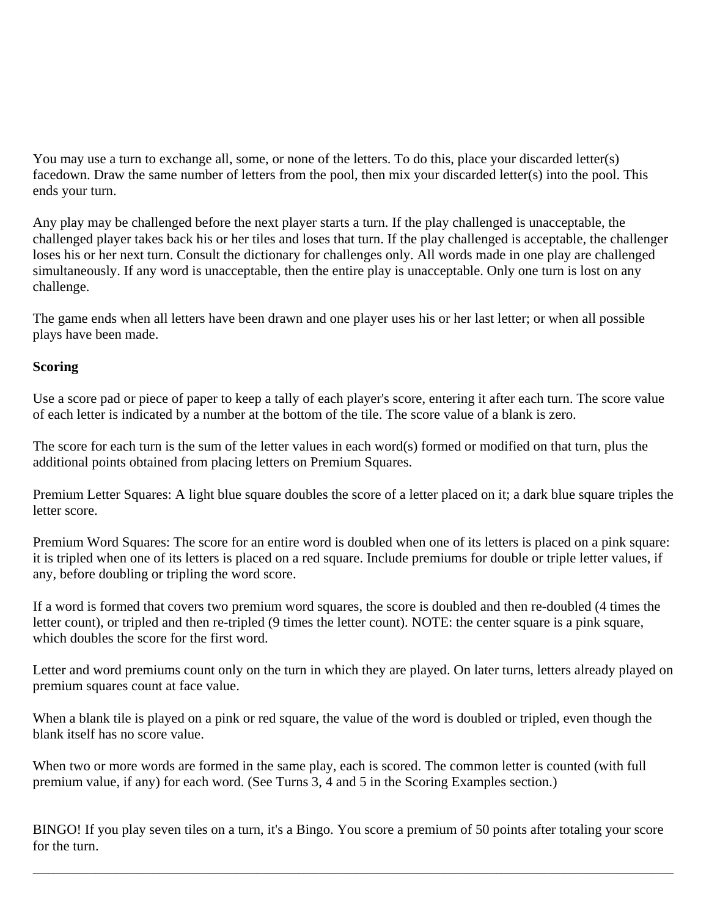You may use a turn to exchange all, some, or none of the letters. To do this, place your discarded letter(s) facedown. Draw the same number of letters from the pool, then mix your discarded letter(s) into the pool. This ends your turn.

Any play may be challenged before the next player starts a turn. If the play challenged is unacceptable, the challenged player takes back his or her tiles and loses that turn. If the play challenged is acceptable, the challenger loses his or her next turn. Consult the dictionary for challenges only. All words made in one play are challenged simultaneously. If any word is unacceptable, then the entire play is unacceptable. Only one turn is lost on any challenge.

The game ends when all letters have been drawn and one player uses his or her last letter; or when all possible plays have been made.

**Scoring**

Use a score pad or piece of paper to keep a tally of each player's score, entering it after each turn. The score value of each letter is indicated by a number at the bottom of the tile. The score value of a blank is zero.

The score for each turn is the sum of the letter values in each word(s) formed or modified on that turn, plus the additional points obtained from placing letters on Premium Squares.

Premium Letter Squares: A light blue square doubles the score of a letter placed on it; a dark blue square triples the letter score.

Premium Word Squares: The score for an entire word is doubled when one of its letters is placed on a pink square: it is tripled when one of its letters is placed on a red square. Include premiums for double or triple letter values, if any, before doubling or tripling the word score.

If a word is formed that covers two premium word squares, the score is doubled and then re-doubled (4 times the letter count), or tripled and then re-tripled (9 times the letter count). NOTE: the center square is a pink square, which doubles the score for the first word.

Letter and word premiums count only on the turn in which they are played. On later turns, letters already played on premium squares count at face value.

When a blank tile is played on a pink or red square, the value of the word is doubled or tripled, even though the blank itself has no score value.

When two or more words are formed in the same play, each is scored. The common letter is counted (with full premium value, if any) for each word. (See Turns 3, 4 and 5 in the Scoring Examples section.)

BINGO! If you play seven tiles on a turn, it's a Bingo. You score a premium of 50 points after totaling your score for the turn.

---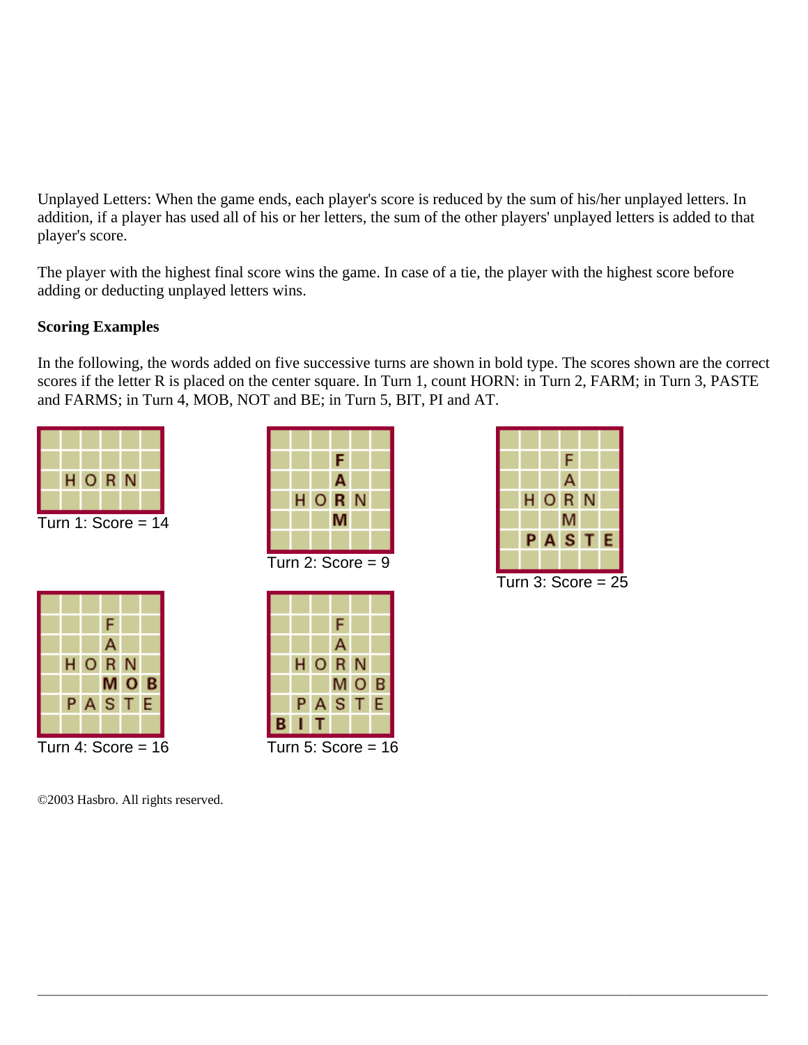Unplayed Letters: When the game ends, each player's score is reduced by the sum of his/her unplayed letters. In addition, if a player has used all of his or her letters, the sum of the other players' unplayed letters is added to that player's score.

The player with the highest final score wins the game. In case of a tie, the player with the highest score before adding or deducting unplayed letters wins.

**Scoring Examples**

In the following, the words added on five successive turns are shown in bold type. The scores shown are the correct scores if the letter R is placed on the center square. In Turn 1, count HORN: in Turn 2, FARM; in Turn 3, PASTE and FARMS; in Turn 4, MOB, NOT and BE; in Turn 5, BIT, PI and AT.

Turn 1: Score = 14

Turn 2: Score = 9

Turn 3: Score = 25

Turn 4: Score = 16

Turn 5: Score = 16

©2003 Hasbro. All rights reserved.